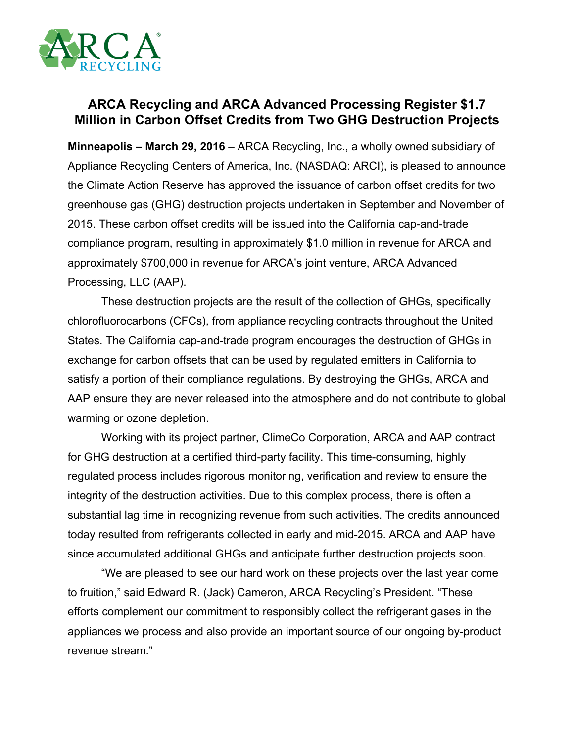# ARCA Recycling and ARCA Advanced Processing Register $1.7 Million in Carbon Offset Credits from Two GHG Destruction Projects

**Minneapolis – March 29, 2016** – ARCA Recycling, Inc., a wholly owned subsidiary of Appliance Recycling Centers of America, Inc. (NASDAQ: ARCI), is pleased to announce the Climate Action Reserve has approved the issuance of carbon offset credits for two greenhouse gas (GHG) destruction projects undertaken in September and November of 2015. These carbon offset credits will be issued into the California cap-and-trade compliance program, resulting in approximately $1.0 million in revenue for ARCA and approximately $700,000 in revenue for ARCA's joint venture, ARCA Advanced Processing, LLC (AAP).

These destruction projects are the result of the collection of GHGs, specifically chlorofluorocarbons (CFCs), from appliance recycling contracts throughout the United States. The California cap-and-trade program encourages the destruction of GHGs in exchange for carbon offsets that can be used by regulated emitters in California to satisfy a portion of their compliance regulations. By destroying the GHGs, ARCA and AAP ensure they are never released into the atmosphere and do not contribute to global warming or ozone depletion.

Working with its project partner, ClimeCo Corporation, ARCA and AAP contract for GHG destruction at a certified third-party facility. This time-consuming, highly regulated process includes rigorous monitoring, verification and review to ensure the integrity of the destruction activities. Due to this complex process, there is often a substantial lag time in recognizing revenue from such activities. The credits announced today resulted from refrigerants collected in early and mid-2015. ARCA and AAP have since accumulated additional GHGs and anticipate further destruction projects soon.

"We are pleased to see our hard work on these projects over the last year come to fruition," said Edward R. (Jack) Cameron, ARCA Recycling's President. "These efforts complement our commitment to responsibly collect the refrigerant gases in the appliances we process and also provide an important source of our ongoing by-product revenue stream."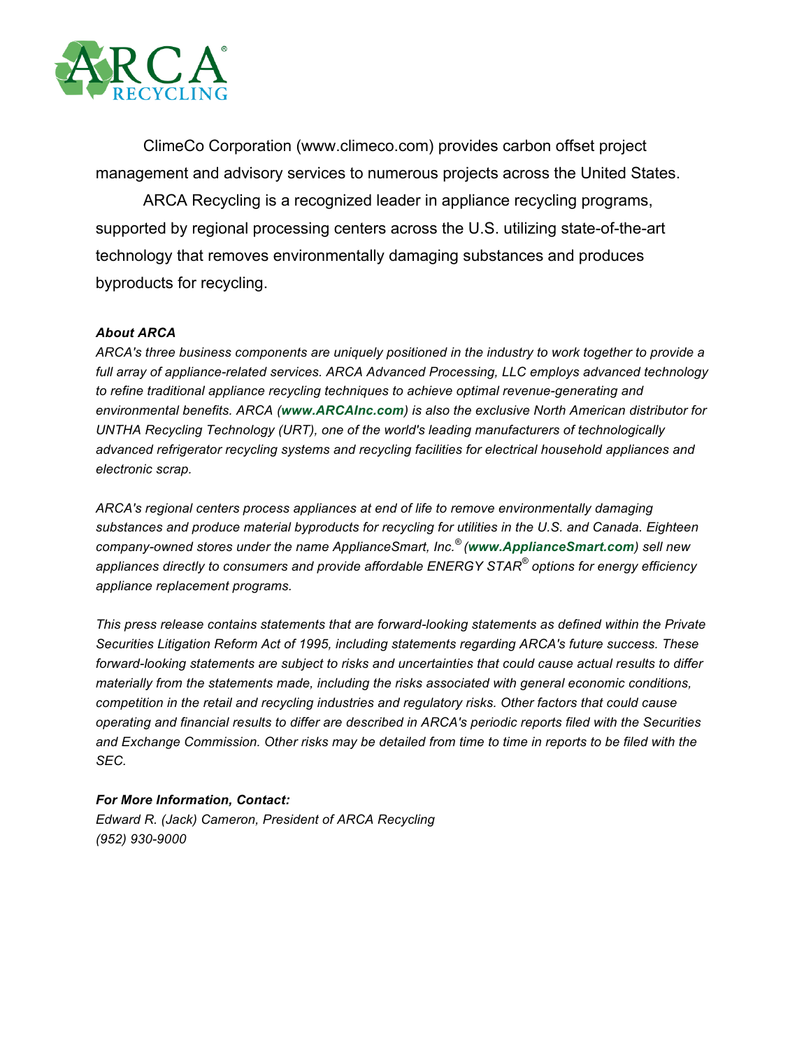ClimeCo Corporation (www.climeco.com) provides carbon offset project management and advisory services to numerous projects across the United States.

ARCA Recycling is a recognized leader in appliance recycling programs, supported by regional processing centers across the U.S. utilizing state-of-the-art technology that removes environmentally damaging substances and produces byproducts for recycling.

***About ARCA***

*ARCA's three business components are uniquely positioned in the industry to work together to provide a full array of appliance-related services. ARCA Advanced Processing, LLC employs advanced technology to refine traditional appliance recycling techniques to achieve optimal revenue-generating and environmental benefits. ARCA (**www.ARCAInc.com**) is also the exclusive North American distributor for UNTHA Recycling Technology (URT), one of the world's leading manufacturers of technologically advanced refrigerator recycling systems and recycling facilities for electrical household appliances and electronic scrap.*

*ARCA's regional centers process appliances at end of life to remove environmentally damaging substances and produce material byproducts for recycling for utilities in the U.S. and Canada. Eighteen company-owned stores under the name ApplianceSmart, Inc.® (**www.ApplianceSmart.com**) sell new appliances directly to consumers and provide affordable ENERGY STAR® options for energy efficiency appliance replacement programs.*

*This press release contains statements that are forward-looking statements as defined within the Private Securities Litigation Reform Act of 1995, including statements regarding ARCA's future success. These forward-looking statements are subject to risks and uncertainties that could cause actual results to differ materially from the statements made, including the risks associated with general economic conditions, competition in the retail and recycling industries and regulatory risks. Other factors that could cause operating and financial results to differ are described in ARCA's periodic reports filed with the Securities and Exchange Commission. Other risks may be detailed from time to time in reports to be filed with the SEC.*

***For More Information, Contact:***

*Edward R. (Jack) Cameron, President of ARCA Recycling*
*(952) 930-9000*